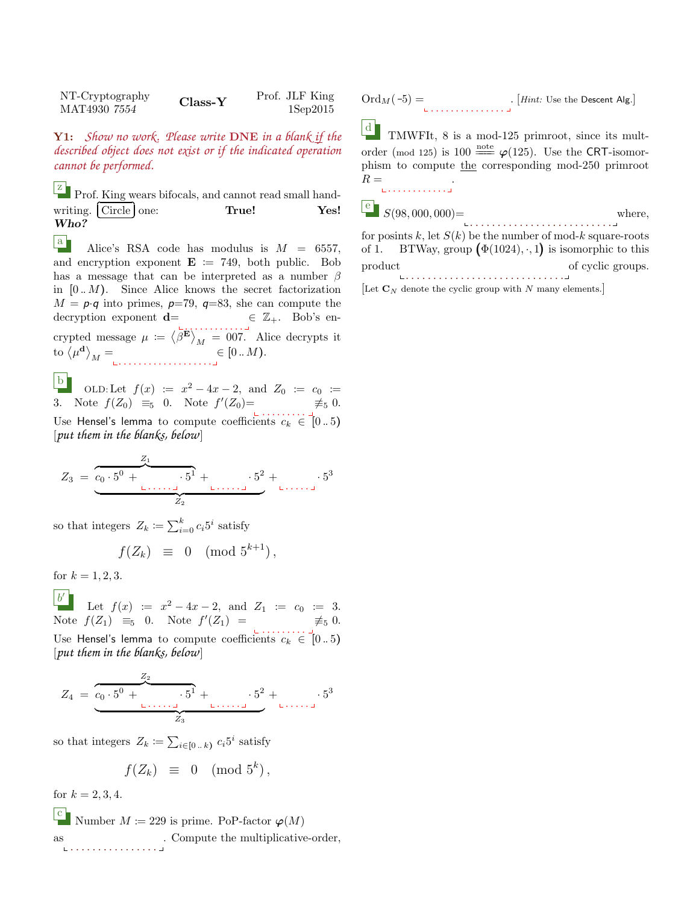NT-Cryptography MAT4930 7554

**Class-Y**

Prof. JLF King 1Sep2015

**Y1:** *Show no work. Please write **DNE** in a blank if the described object does not exist or if the indicated operation cannot be performed.*

**z** Prof. King wears bifocals, and cannot read small handwriting. Circle one: **True!** **Yes!** ***Who?***

**a** Alice's RSA code has modulus is $M = 6557$, and encryption exponent $\mathbf{E} := 749$, both public. Bob has a message that can be interpreted as a number $\beta$ in $[0..M)$. Since Alice knows the secret factorization $M = p \cdot q$ into primes, $p$=79, $q$=83, she can compute the decryption exponent $\mathbf{d}$= ............ $\in \mathbb{Z}_+$. Bob's encrypted message $\mu := \langle \beta^{\mathbf{E}} \rangle_M = 007$. Alice decrypts it to $\langle \mu^{\mathbf{d}} \rangle_M =$ .................. $\in [0..M)$.

**b** OLD: Let $f(x) := x^2 - 4x - 2$, and $Z_0 := c_0 := 3$. Note $f(Z_0) \equiv_5 0$. Note $f'(Z_0)$= ......... $\not\equiv_5 0$. Use Hensel's lemma to compute coefficients $c_k \in [0..5)$ [*put them in the blanks, below*]

$$Z_3 = \overbrace{c_0 \cdot 5^0 + \underline{\quad} \cdot 5^1}^{Z_1} + \underline{\quad} \cdot 5^2 + \underline{\quad} \cdot 5^3$$

(where $Z_2$ comprises the first three terms)

so that integers $Z_k := \sum_{i=0}^{k} c_i 5^i$ satisfy

$$f(Z_k) \equiv 0 \pmod{5^{k+1}},$$

for $k = 1, 2, 3$.

**b′** Let $f(x) := x^2 - 4x - 2$, and $Z_1 := c_0 := 3$. Note $f(Z_1) \equiv_5 0$. Note $f'(Z_1)$ = ......... $\not\equiv_5 0$. Use Hensel's lemma to compute coefficients $c_k \in [0..5)$ [*put them in the blanks, below*]

$$Z_4 = \overbrace{c_0 \cdot 5^0 + \underline{\quad} \cdot 5^1}^{Z_2} + \underline{\quad} \cdot 5^2 + \underline{\quad} \cdot 5^3$$

(where $Z_3$ comprises the first three terms)

so that integers $Z_k := \sum_{i \in [0..k)} c_i 5^i$ satisfy

$$f(Z_k) \equiv 0 \pmod{5^k},$$

for $k = 2, 3, 4$.

**c** Number $M := 229$ is prime. PoP-factor $\varphi(M)$ as ................ . Compute the multiplicative-order, $\text{Ord}_M(-5) =$ ................ . [*Hint:* Use the Descent Alg.]

**d** TMWFIt, 8 is a mod-125 primroot, since its mult-order (mod 125) is 100 $\stackrel{\text{note}}{=\!=}$ $\varphi(125)$. Use the CRT-isomorphism to compute the corresponding mod-250 primroot $R =$ ............ .

**e** $S(98,000,000)$= .......................... where, for posints $k$, let $S(k)$ be the number of mod-$k$ square-roots of 1. BTWay, group $(\Phi(1024), \cdot, 1)$ is isomorphic to this product ............................ of cyclic groups.

[Let $\mathbf{C}_N$ denote the cyclic group with $N$ many elements.]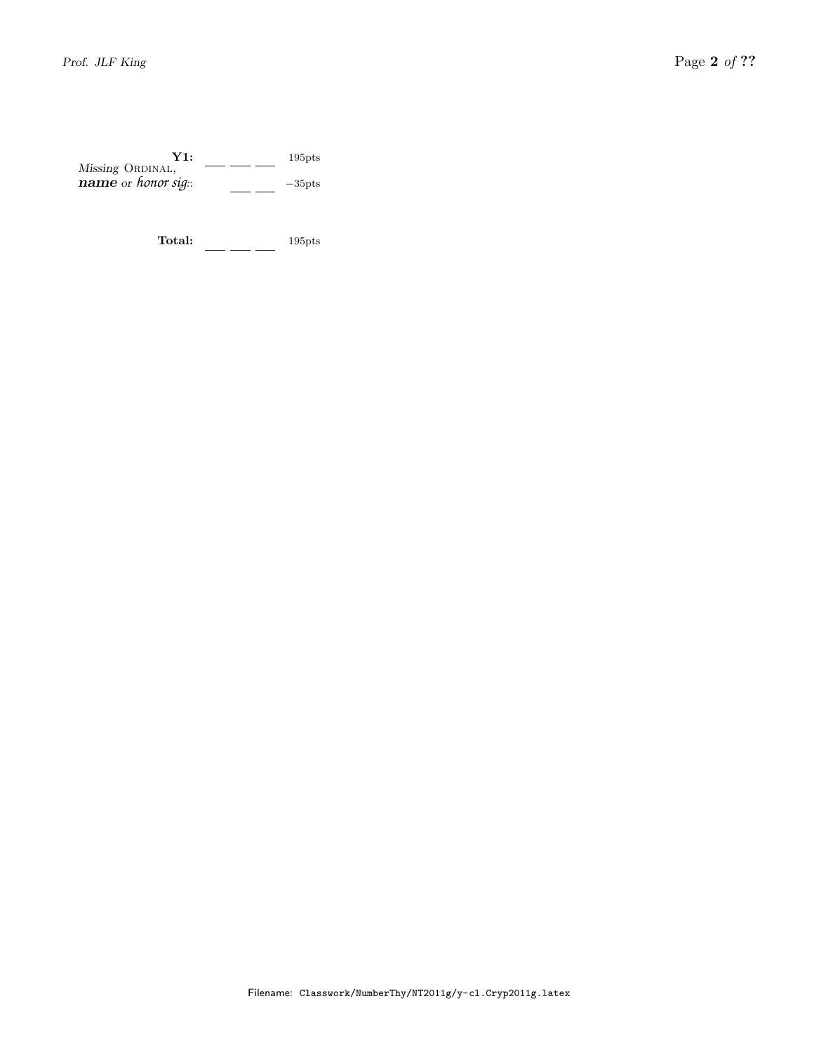| | | |
|---|---|---|
| **Y1:** | \_\_\_ \_\_\_ \_\_\_ | 195pts |
| *Missing* ORDINAL, **name** *or honor sig*:: | \_\_\_ \_\_\_ | $-35$pts |
| **Total:** | \_\_\_ \_\_\_ \_\_\_ | 195pts |

Filename: `Classwork/NumberThy/NT2011g/y-cl.Cryp2011g.latex`